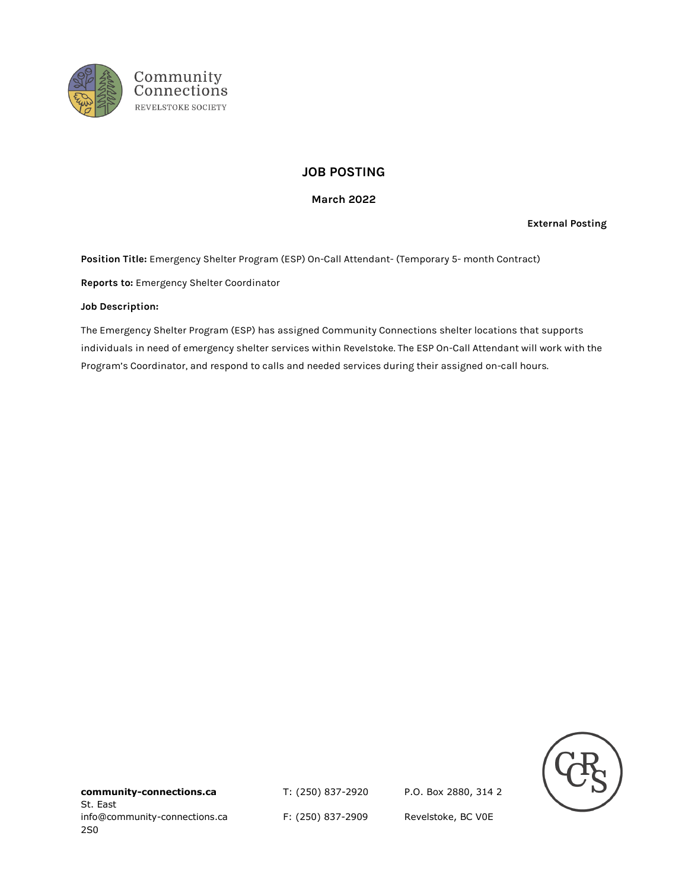Community Connections
REVELSTOKE SOCIETY

# JOB POSTING

**March 2022**

**External Posting**

**Position Title:** Emergency Shelter Program (ESP) On-Call Attendant- (Temporary 5- month Contract)

**Reports to:** Emergency Shelter Coordinator

**Job Description:**

The Emergency Shelter Program (ESP) has assigned Community Connections shelter locations that supports individuals in need of emergency shelter services within Revelstoke. The ESP On-Call Attendant will work with the Program's Coordinator, and respond to calls and needed services during their assigned on-call hours.

**community-connections.ca**
info@community-connections.ca
T: (250) 837-2920
F: (250) 837-2909
P.O. Box 2880, 314 2 St. East
Revelstoke, BC V0E 2S0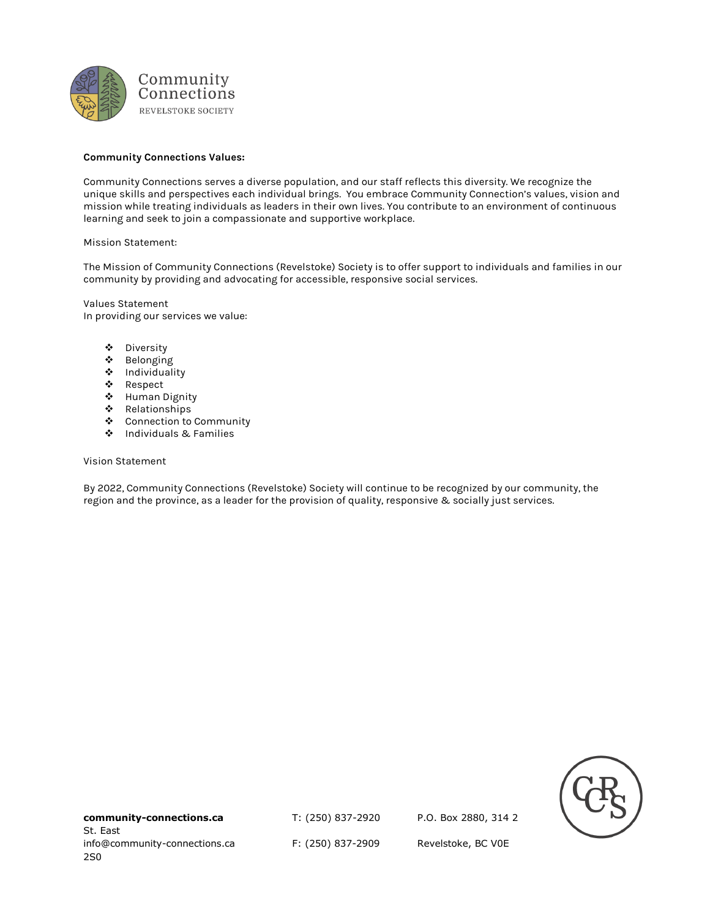**Community Connections Values:**

Community Connections serves a diverse population, and our staff reflects this diversity. We recognize the unique skills and perspectives each individual brings. You embrace Community Connection's values, vision and mission while treating individuals as leaders in their own lives. You contribute to an environment of continuous learning and seek to join a compassionate and supportive workplace.

Mission Statement:

The Mission of Community Connections (Revelstoke) Society is to offer support to individuals and families in our community by providing and advocating for accessible, responsive social services.

Values Statement
In providing our services we value:

- Diversity
- Belonging
- Individuality
- Respect
- Human Dignity
- Relationships
- Connection to Community
- Individuals & Families

Vision Statement

By 2022, Community Connections (Revelstoke) Society will continue to be recognized by our community, the region and the province, as a leader for the provision of quality, responsive & socially just services.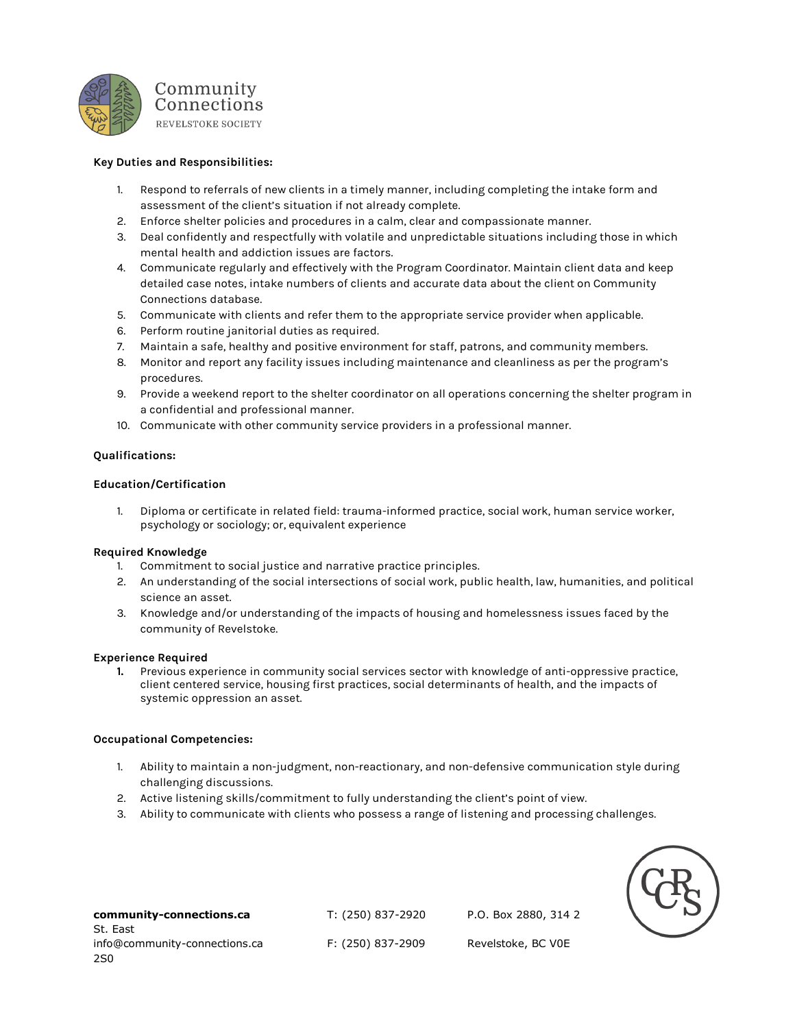**Key Duties and Responsibilities:**

1. Respond to referrals of new clients in a timely manner, including completing the intake form and assessment of the client's situation if not already complete.
2. Enforce shelter policies and procedures in a calm, clear and compassionate manner.
3. Deal confidently and respectfully with volatile and unpredictable situations including those in which mental health and addiction issues are factors.
4. Communicate regularly and effectively with the Program Coordinator. Maintain client data and keep detailed case notes, intake numbers of clients and accurate data about the client on Community Connections database.
5. Communicate with clients and refer them to the appropriate service provider when applicable.
6. Perform routine janitorial duties as required.
7. Maintain a safe, healthy and positive environment for staff, patrons, and community members.
8. Monitor and report any facility issues including maintenance and cleanliness as per the program's procedures.
9. Provide a weekend report to the shelter coordinator on all operations concerning the shelter program in a confidential and professional manner.
10. Communicate with other community service providers in a professional manner.

**Qualifications:**

**Education/Certification**

1. Diploma or certificate in related field: trauma-informed practice, social work, human service worker, psychology or sociology; or, equivalent experience

**Required Knowledge**

1. Commitment to social justice and narrative practice principles.
2. An understanding of the social intersections of social work, public health, law, humanities, and political science an asset.
3. Knowledge and/or understanding of the impacts of housing and homelessness issues faced by the community of Revelstoke.

**Experience Required**

1. Previous experience in community social services sector with knowledge of anti-oppressive practice, client centered service, housing first practices, social determinants of health, and the impacts of systemic oppression an asset.

**Occupational Competencies:**

1. Ability to maintain a non-judgment, non-reactionary, and non-defensive communication style during challenging discussions.
2. Active listening skills/commitment to fully understanding the client's point of view.
3. Ability to communicate with clients who possess a range of listening and processing challenges.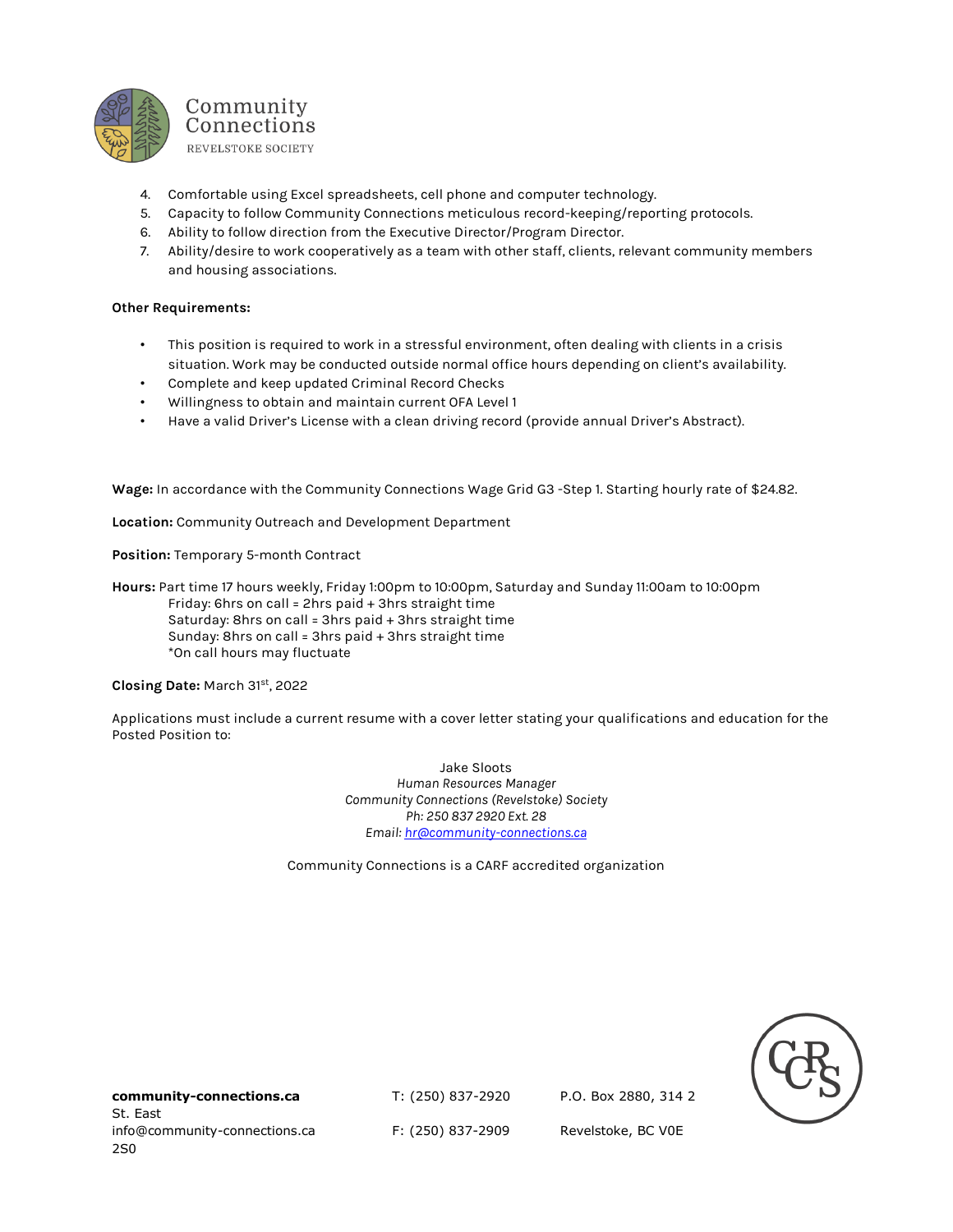4. Comfortable using Excel spreadsheets, cell phone and computer technology.
5. Capacity to follow Community Connections meticulous record-keeping/reporting protocols.
6. Ability to follow direction from the Executive Director/Program Director.
7. Ability/desire to work cooperatively as a team with other staff, clients, relevant community members and housing associations.

**Other Requirements:**

- This position is required to work in a stressful environment, often dealing with clients in a crisis situation. Work may be conducted outside normal office hours depending on client's availability.
- Complete and keep updated Criminal Record Checks
- Willingness to obtain and maintain current OFA Level 1
- Have a valid Driver's License with a clean driving record (provide annual Driver's Abstract).

**Wage:** In accordance with the Community Connections Wage Grid G3 -Step 1. Starting hourly rate of $24.82.

**Location:** Community Outreach and Development Department

**Position:** Temporary 5-month Contract

**Hours:** Part time 17 hours weekly, Friday 1:00pm to 10:00pm, Saturday and Sunday 11:00am to 10:00pm
Friday: 6hrs on call = 2hrs paid + 3hrs straight time
Saturday: 8hrs on call = 3hrs paid + 3hrs straight time
Sunday: 8hrs on call = 3hrs paid + 3hrs straight time
*On call hours may fluctuate

**Closing Date:** March 31st, 2022

Applications must include a current resume with a cover letter stating your qualifications and education for the Posted Position to:

Jake Sloots
*Human Resources Manager*
*Community Connections (Revelstoke) Society*
*Ph: 250 837 2920 Ext. 28*
*Email: hr@community-connections.ca*

Community Connections is a CARF accredited organization